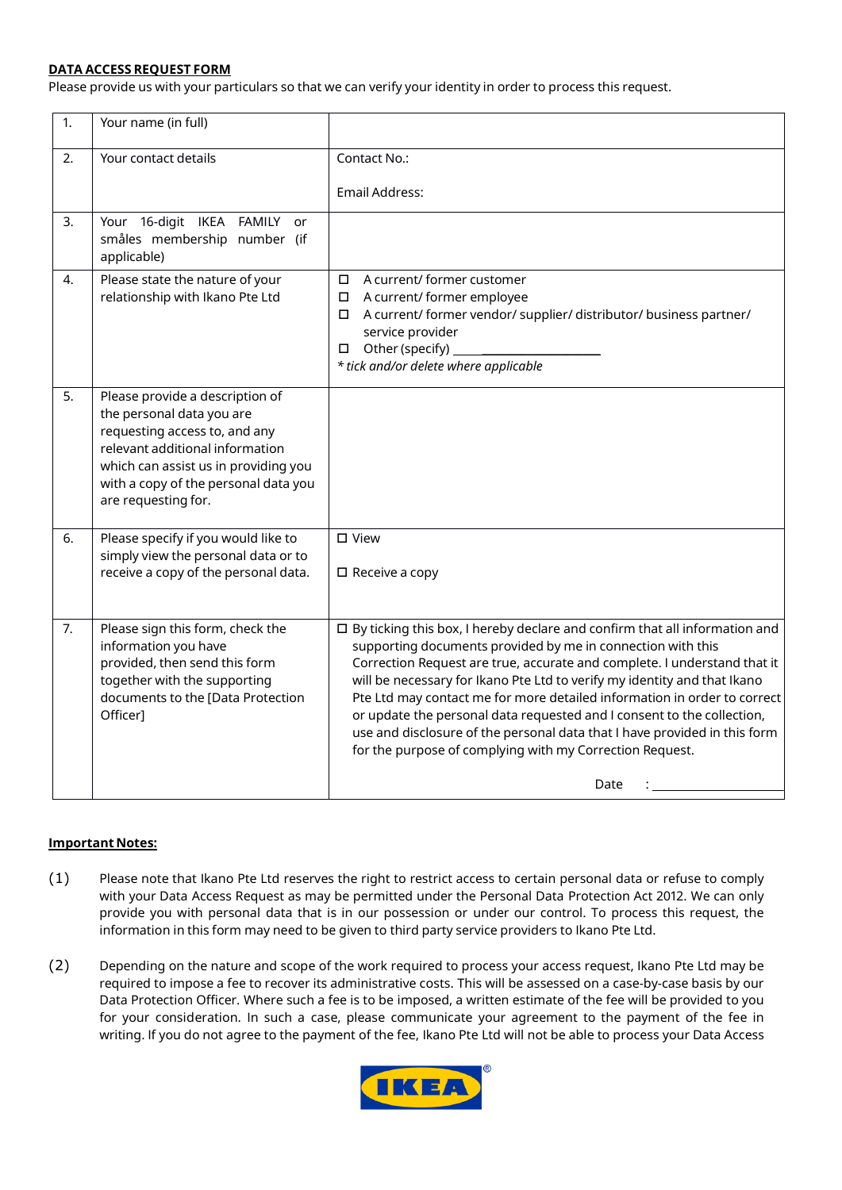**DATA ACCESS REQUEST FORM**

Please provide us with your particulars so that we can verify your identity in order to process this request.

| | | |
|---|---|---|
| 1. | Your name (in full) | |
| 2. | Your contact details | Contact No.:<br><br>Email Address: |
| 3. | Your 16-digit IKEA FAMILY or småles membership number (if applicable) | |
| 4. | Please state the nature of your relationship with Ikano Pte Ltd | ☐ A current/ former customer<br>☐ A current/ former employee<br>☐ A current/ former vendor/ supplier/ distributor/ business partner/ service provider<br>☐ Other (specify) ____________________<br>*\* tick and/or delete where applicable* |
| 5. | Please provide a description of the personal data you are requesting access to, and any relevant additional information which can assist us in providing you with a copy of the personal data you are requesting for. | |
| 6. | Please specify if you would like to simply view the personal data or to receive a copy of the personal data. | ☐ View<br><br>☐ Receive a copy |
| 7. | Please sign this form, check the information you have provided, then send this form together with the supporting documents to the [Data Protection Officer] | ☐ By ticking this box, I hereby declare and confirm that all information and supporting documents provided by me in connection with this Correction Request are true, accurate and complete. I understand that it will be necessary for Ikano Pte Ltd to verify my identity and that Ikano Pte Ltd may contact me for more detailed information in order to correct or update the personal data requested and I consent to the collection, use and disclosure of the personal data that I have provided in this form for the purpose of complying with my Correction Request.<br><br>Date : ____________________ |

**Important Notes:**

(1) Please note that Ikano Pte Ltd reserves the right to restrict access to certain personal data or refuse to comply with your Data Access Request as may be permitted under the Personal Data Protection Act 2012. We can only provide you with personal data that is in our possession or under our control. To process this request, the information in this form may need to be given to third party service providers to Ikano Pte Ltd.

(2) Depending on the nature and scope of the work required to process your access request, Ikano Pte Ltd may be required to impose a fee to recover its administrative costs. This will be assessed on a case-by-case basis by our Data Protection Officer. Where such a fee is to be imposed, a written estimate of the fee will be provided to you for your consideration. In such a case, please communicate your agreement to the payment of the fee in writing. If you do not agree to the payment of the fee, Ikano Pte Ltd will not be able to process your Data Access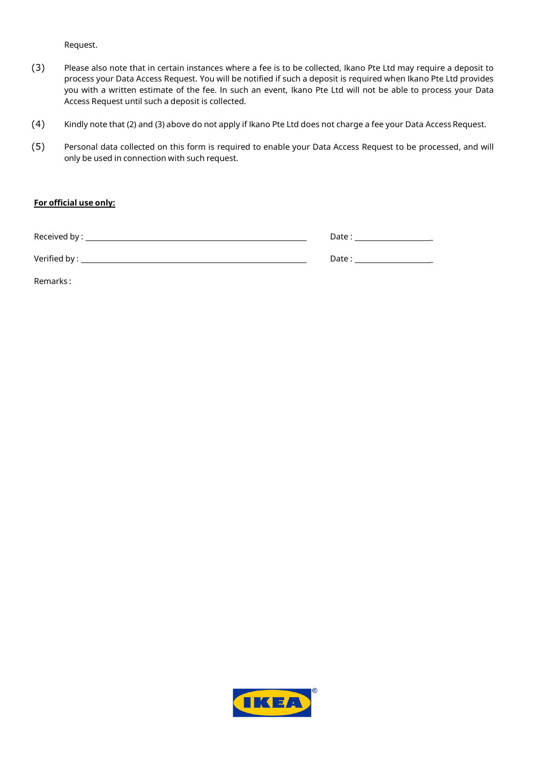Request.

(3) Please also note that in certain instances where a fee is to be collected, Ikano Pte Ltd may require a deposit to process your Data Access Request. You will be notified if such a deposit is required when Ikano Pte Ltd provides you with a written estimate of the fee. In such an event, Ikano Pte Ltd will not be able to process your Data Access Request until such a deposit is collected.

(4) Kindly note that (2) and (3) above do not apply if Ikano Pte Ltd does not charge a fee your Data Access Request.

(5) Personal data collected on this form is required to enable your Data Access Request to be processed, and will only be used in connection with such request.

**For official use only:**

Received by : ______________________________ Date : ____________________

Verified by : ______________________________ Date : ____________________

Remarks :